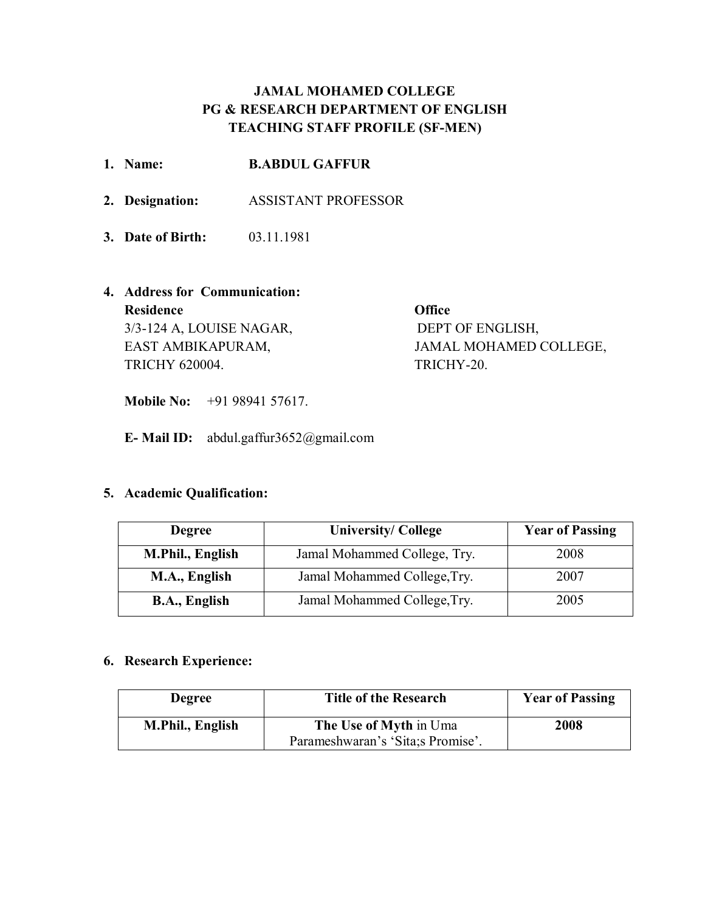**JAMAL MOHAMED COLLEGE**
**PG & RESEARCH DEPARTMENT OF ENGLISH**
**TEACHING STAFF PROFILE (SF-MEN)**

1. **Name:** **B.ABDUL GAFFUR**
2. **Designation:** ASSISTANT PROFESSOR
3. **Date of Birth:** 03.11.1981
4. **Address for Communication:**

   **Residence**
   3/3-124 A, LOUISE NAGAR,
   EAST AMBIKAPURAM,
   TRICHY 620004.

   **Office**
   DEPT OF ENGLISH,
   JAMAL MOHAMED COLLEGE,
   TRICHY-20.

   **Mobile No:** +91 98941 57617.

   **E- Mail ID:** abdul.gaffur3652@gmail.com

5. **Academic Qualification:**

| Degree | University/ College | Year of Passing |
|---|---|---|
| **M.Phil., English** | Jamal Mohammed College, Try. | 2008 |
| **M.A., English** | Jamal Mohammed College,Try. | 2007 |
| **B.A., English** | Jamal Mohammed College,Try. | 2005 |

6. **Research Experience:**

| Degree | Title of the Research | Year of Passing |
|---|---|---|
| **M.Phil., English** | **The Use of Myth** in Uma Parameshwaran's 'Sita;s Promise'. | **2008** |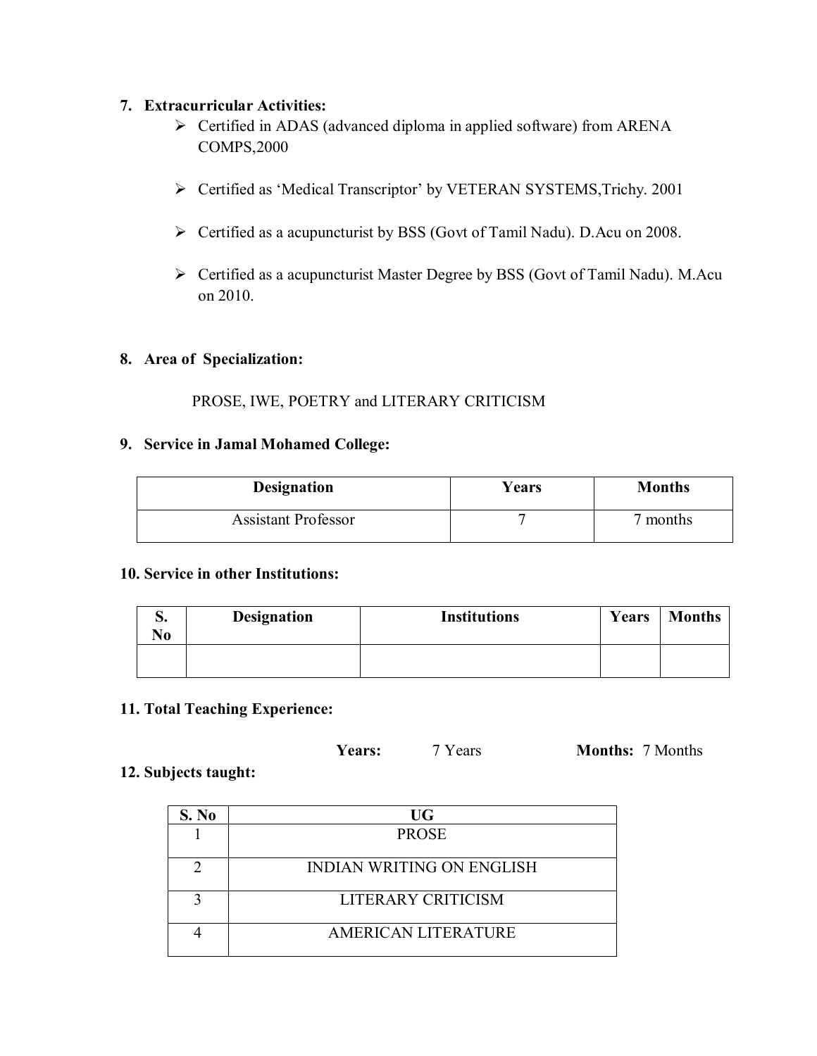**7. Extracurricular Activities:**

- Certified in ADAS (advanced diploma in applied software) from ARENA COMPS,2000
- Certified as 'Medical Transcriptor' by VETERAN SYSTEMS,Trichy. 2001
- Certified as a acupuncturist by BSS (Govt of Tamil Nadu). D.Acu on 2008.
- Certified as a acupuncturist Master Degree by BSS (Govt of Tamil Nadu). M.Acu on 2010.

**8. Area of Specialization:**

PROSE, IWE, POETRY and LITERARY CRITICISM

**9. Service in Jamal Mohamed College:**

| Designation | Years | Months |
|---|---|---|
| Assistant Professor | 7 | 7 months |

**10. Service in other Institutions:**

| S. No | Designation | Institutions | Years | Months |
|---|---|---|---|---|
| | | | | |

**11. Total Teaching Experience:**

**Years:** 7 Years **Months:** 7 Months

**12. Subjects taught:**

| S. No | UG |
|---|---|
| 1 | PROSE |
| 2 | INDIAN WRITING ON ENGLISH |
| 3 | LITERARY CRITICISM |
| 4 | AMERICAN LITERATURE |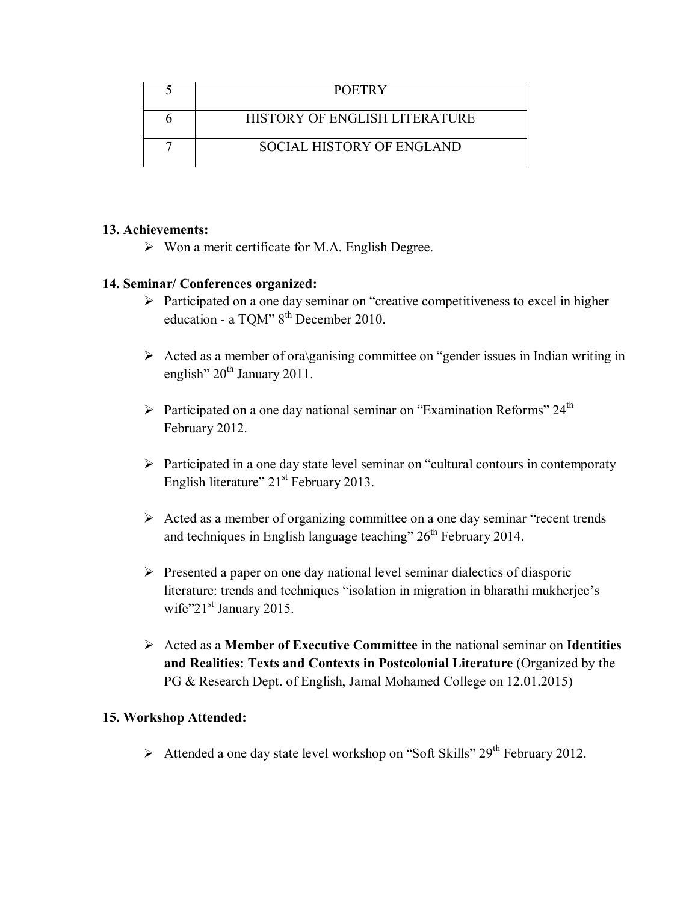| | |
|---|---|
| 5 | POETRY |
| 6 | HISTORY OF ENGLISH LITERATURE |
| 7 | SOCIAL HISTORY OF ENGLAND |

**13. Achievements:**

- Won a merit certificate for M.A. English Degree.

**14. Seminar/ Conferences organized:**

- Participated on a one day seminar on "creative competitiveness to excel in higher education - a TQM" 8th December 2010.
- Acted as a member of ora\ganising committee on "gender issues in Indian writing in english" 20th January 2011.
- Participated on a one day national seminar on "Examination Reforms" 24th February 2012.
- Participated in a one day state level seminar on "cultural contours in contemporaty English literature" 21st February 2013.
- Acted as a member of organizing committee on a one day seminar "recent trends and techniques in English language teaching" 26th February 2014.
- Presented a paper on one day national level seminar dialectics of diasporic literature: trends and techniques "isolation in migration in bharathi mukherjee's wife"21st January 2015.
- Acted as a **Member of Executive Committee** in the national seminar on **Identities and Realities: Texts and Contexts in Postcolonial Literature** (Organized by the PG & Research Dept. of English, Jamal Mohamed College on 12.01.2015)

**15. Workshop Attended:**

- Attended a one day state level workshop on "Soft Skills" 29th February 2012.